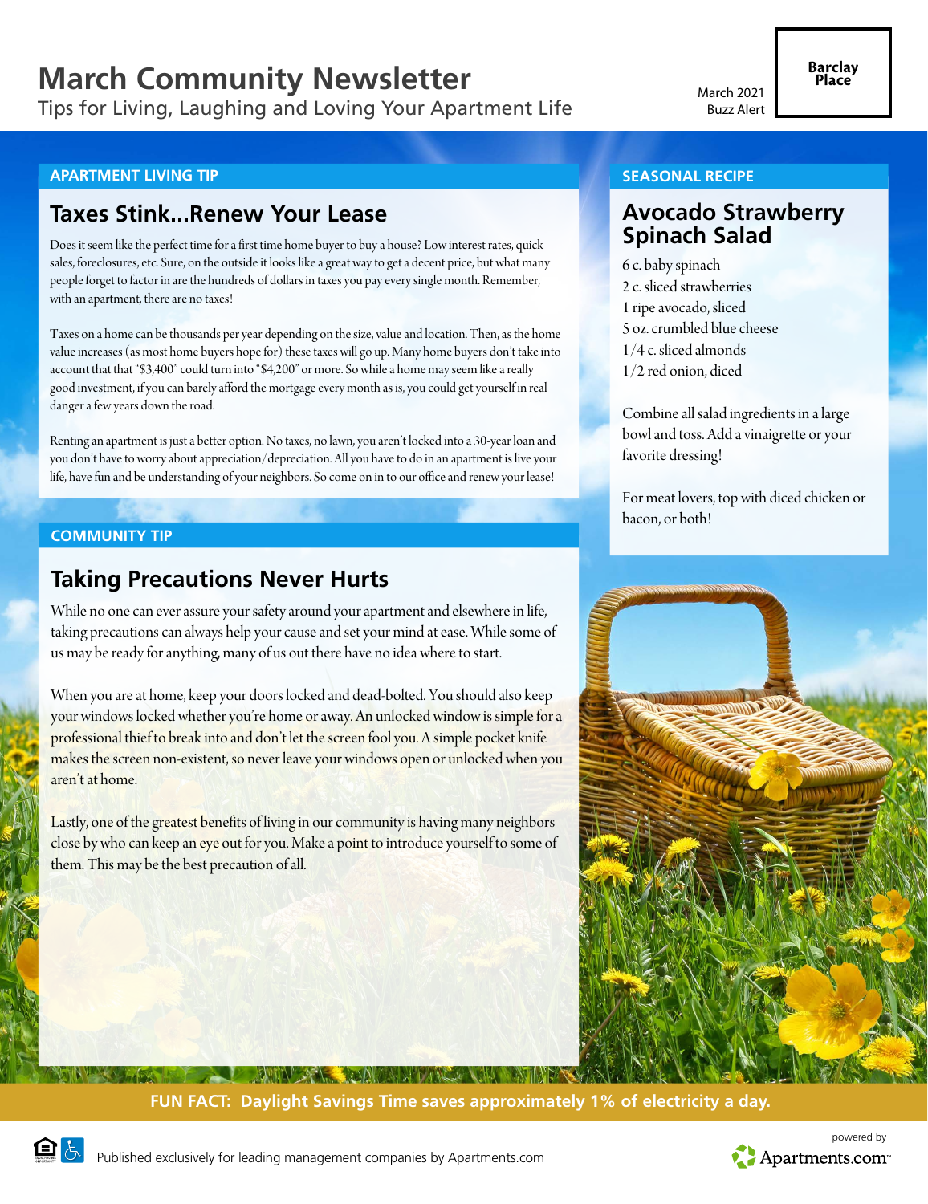# March Community Newsletter

Tips for Living, Laughing and Loving Your Apartment Life

March 2021
Buzz Alert

**Barclay Place**

## APARTMENT LIVING TIP

### Taxes Stink...Renew Your Lease

Does it seem like the perfect time for a first time home buyer to buy a house? Low interest rates, quick sales, foreclosures, etc. Sure, on the outside it looks like a great way to get a decent price, but what many people forget to factor in are the hundreds of dollars in taxes you pay every single month. Remember, with an apartment, there are no taxes!

Taxes on a home can be thousands per year depending on the size, value and location. Then, as the home value increases (as most home buyers hope for) these taxes will go up. Many home buyers don't take into account that that "$3,400" could turn into "$4,200" or more. So while a home may seem like a really good investment, if you can barely afford the mortgage every month as is, you could get yourself in real danger a few years down the road.

Renting an apartment is just a better option. No taxes, no lawn, you aren't locked into a 30-year loan and you don't have to worry about appreciation/depreciation. All you have to do in an apartment is live your life, have fun and be understanding of your neighbors. So come on in to our office and renew your lease!

## COMMUNITY TIP

### Taking Precautions Never Hurts

While no one can ever assure your safety around your apartment and elsewhere in life, taking precautions can always help your cause and set your mind at ease. While some of us may be ready for anything, many of us out there have no idea where to start.

When you are at home, keep your doors locked and dead-bolted. You should also keep your windows locked whether you're home or away. An unlocked window is simple for a professional thief to break into and don't let the screen fool you. A simple pocket knife makes the screen non-existent, so never leave your windows open or unlocked when you aren't at home.

Lastly, one of the greatest benefits of living in our community is having many neighbors close by who can keep an eye out for you. Make a point to introduce yourself to some of them. This may be the best precaution of all.

## SEASONAL RECIPE

### Avocado Strawberry Spinach Salad

- 6 c. baby spinach
- 2 c. sliced strawberries
- 1 ripe avocado, sliced
- 5 oz. crumbled blue cheese
- 1/4 c. sliced almonds
- 1/2 red onion, diced

Combine all salad ingredients in a large bowl and toss. Add a vinaigrette or your favorite dressing!

For meat lovers, top with diced chicken or bacon, or both!

**FUN FACT: Daylight Savings Time saves approximately 1% of electricity a day.**

Published exclusively for leading management companies by Apartments.com

powered by Apartments.com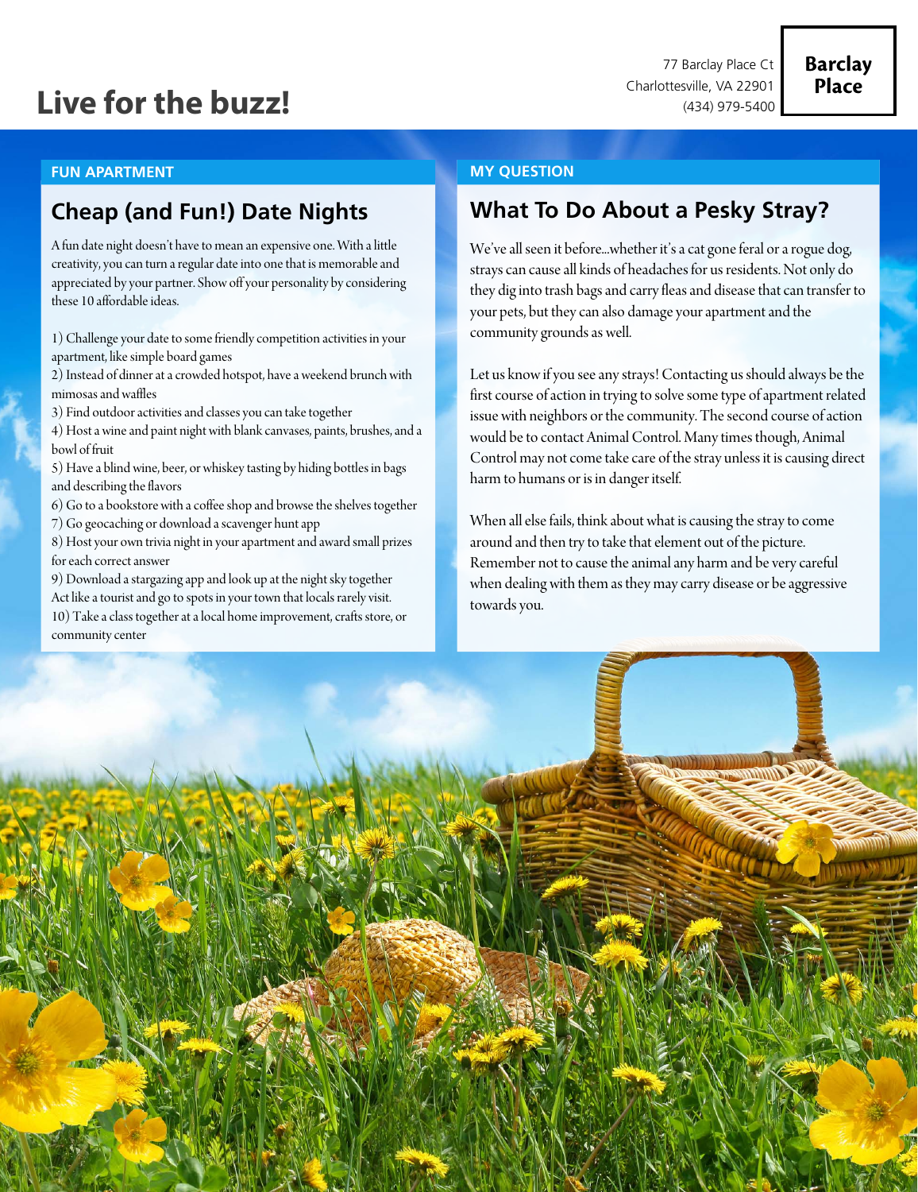# Live for the buzz!

77 Barclay Place Ct
Charlottesville, VA 22901
(434) 979-5400

**Barclay Place**

FUN APARTMENT

## Cheap (and Fun!) Date Nights

A fun date night doesn't have to mean an expensive one. With a little creativity, you can turn a regular date into one that is memorable and appreciated by your partner. Show off your personality by considering these 10 affordable ideas.

1) Challenge your date to some friendly competition activities in your apartment, like simple board games
2) Instead of dinner at a crowded hotspot, have a weekend brunch with mimosas and waffles
3) Find outdoor activities and classes you can take together
4) Host a wine and paint night with blank canvases, paints, brushes, and a bowl of fruit
5) Have a blind wine, beer, or whiskey tasting by hiding bottles in bags and describing the flavors
6) Go to a bookstore with a coffee shop and browse the shelves together
7) Go geocaching or download a scavenger hunt app
8) Host your own trivia night in your apartment and award small prizes for each correct answer
9) Download a stargazing app and look up at the night sky together
Act like a tourist and go to spots in your town that locals rarely visit.
10) Take a class together at a local home improvement, crafts store, or community center

MY QUESTION

## What To Do About a Pesky Stray?

We've all seen it before...whether it's a cat gone feral or a rogue dog, strays can cause all kinds of headaches for us residents. Not only do they dig into trash bags and carry fleas and disease that can transfer to your pets, but they can also damage your apartment and the community grounds as well.

Let us know if you see any strays! Contacting us should always be the first course of action in trying to solve some type of apartment related issue with neighbors or the community. The second course of action would be to contact Animal Control. Many times though, Animal Control may not come take care of the stray unless it is causing direct harm to humans or is in danger itself.

When all else fails, think about what is causing the stray to come around and then try to take that element out of the picture. Remember not to cause the animal any harm and be very careful when dealing with them as they may carry disease or be aggressive towards you.